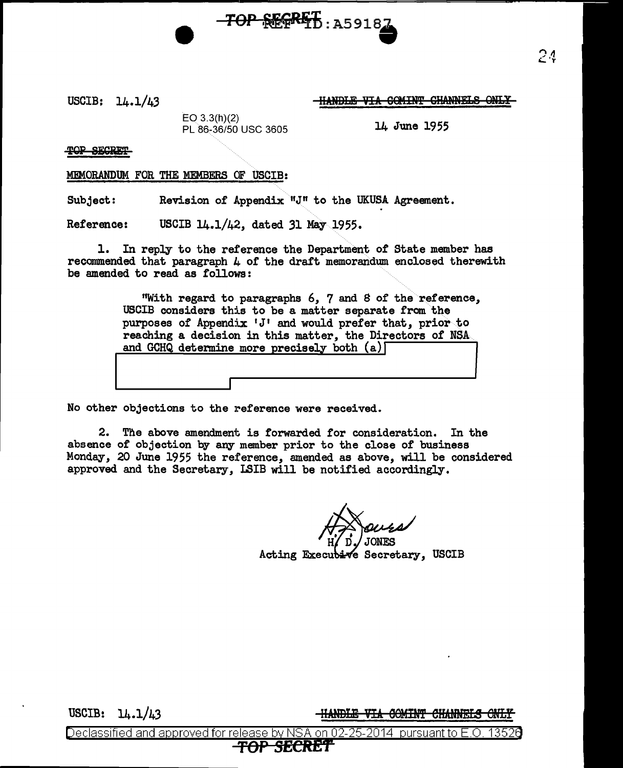USCIB: 14.1/43

~~HANDLE VIA COMINT CHANNELS ONLY~~

EO 3.3(h)(2)
PL 86-36/50 USC 3605

14 June 1955

~~TOP SECRET~~

MEMORANDUM FOR THE MEMBERS OF USCIB:

Subject: Revision of Appendix "J" to the UKUSA Agreement.

Reference: USCIB 14.1/42, dated 31 May 1955.

1. In reply to the reference the Department of State member has recommended that paragraph 4 of the draft memorandum enclosed therewith be amended to read as follows:

> "With regard to paragraphs 6, 7 and 8 of the reference, USCIB considers this to be a matter separate from the purposes of Appendix 'J' and would prefer that, prior to reaching a decision in this matter, the Directors of NSA and GCHQ determine more precisely both (a) [REDACTED]

No other objections to the reference were received.

2. The above amendment is forwarded for consideration. In the absence of objection by any member prior to the close of business Monday, 20 June 1955 the reference, amended as above, will be considered approved and the Secretary, LSIB will be notified accordingly.

H. D. JONES
Acting Executive Secretary, USCIB

USCIB: 14.1/43

~~HANDLE VIA COMINT CHANNELS ONLY~~

Declassified and approved for release by NSA on 02-25-2014 pursuant to E.O. 13526

~~TOP SECRET~~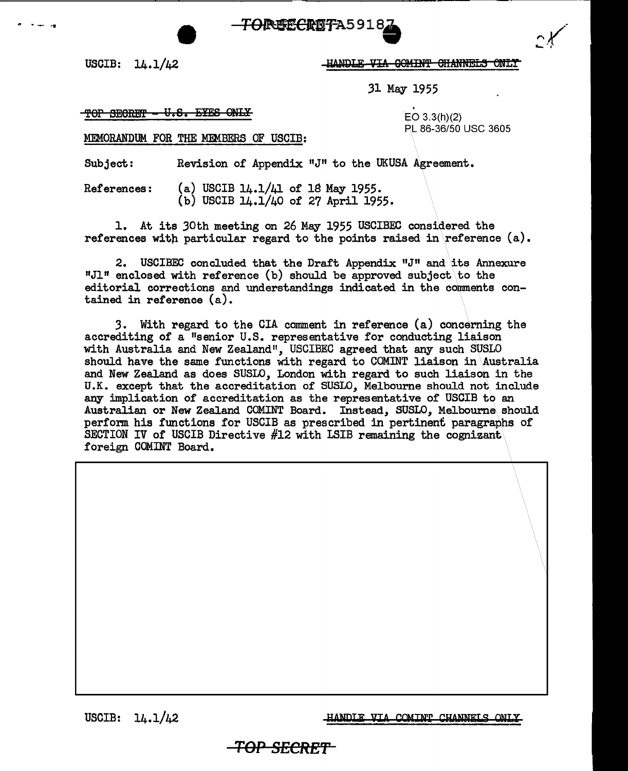TOP SECRET A59187

USCIB: 14.1/42

~~HANDLE VIA COMINT CHANNELS ONLY~~

31 May 1955

~~TOP SECRET - U.S. EYES ONLY~~

EO 3.3(h)(2)
PL 86-36/50 USC 3605

MEMORANDUM FOR THE MEMBERS OF USCIB:

Subject: Revision of Appendix "J" to the UKUSA Agreement.

References: (a) USCIB 14.1/41 of 18 May 1955.
(b) USCIB 14.1/40 of 27 April 1955.

1. At its 30th meeting on 26 May 1955 USCIBEC considered the references with particular regard to the points raised in reference (a).

2. USCIBEC concluded that the Draft Appendix "J" and its Annexure "J1" enclosed with reference (b) should be approved subject to the editorial corrections and understandings indicated in the comments contained in reference (a).

3. With regard to the CIA comment in reference (a) concerning the accrediting of a "senior U.S. representative for conducting liaison with Australia and New Zealand", USCIBEC agreed that any such SUSLO should have the same functions with regard to COMINT liaison in Australia and New Zealand as does SUSLO, London with regard to such liaison in the U.K. except that the accreditation of SUSLO, Melbourne should not include any implication of accreditation as the representative of USCIB to an Australian or New Zealand COMINT Board. Instead, SUSLO, Melbourne should perform his functions for USCIB as prescribed in pertinent paragraphs of SECTION IV of USCIB Directive #12 with LSIB remaining the cognizant foreign COMINT Board.

USCIB: 14.1/42

~~HANDLE VIA COMINT CHANNELS ONLY~~

~~TOP SECRET~~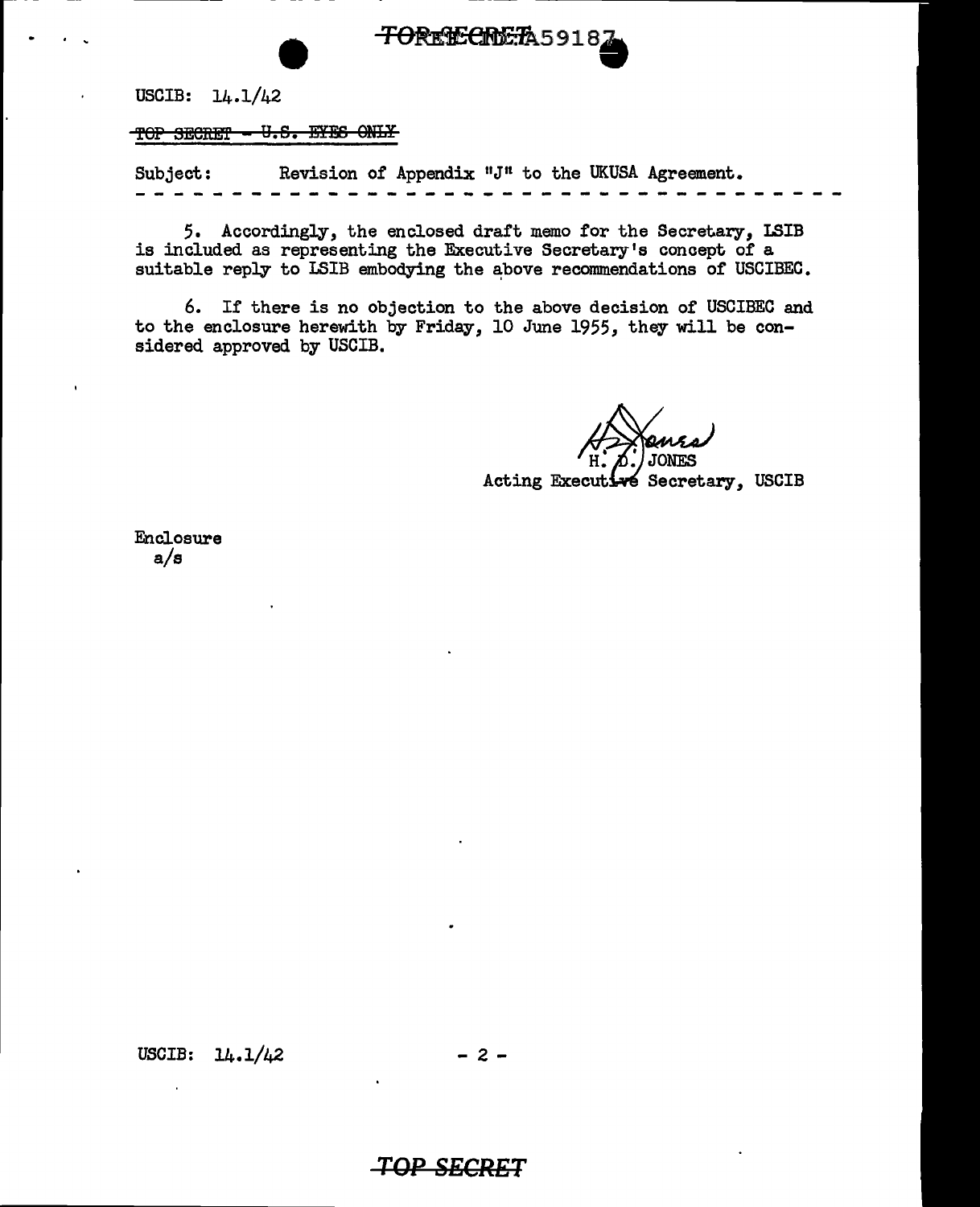USCIB: 14.1/42

~~TOP SECRET - U.S. EYES ONLY~~

Subject: Revision of Appendix "J" to the UKUSA Agreement.

- - - - - - - - - - - - - - - - - - - - - - - - - - - - - - - - - - - - - -

5. Accordingly, the enclosed draft memo for the Secretary, LSIB is included as representing the Executive Secretary's concept of a suitable reply to LSIB embodying the above recommendations of USCIBEC.

6. If there is no objection to the above decision of USCIBEC and to the enclosure herewith by Friday, 10 June 1955, they will be considered approved by USCIB.

H. D. JONES
Acting Executive Secretary, USCIB

Enclosure
a/s

USCIB: 14.1/42 - 2 -

TOP SECRET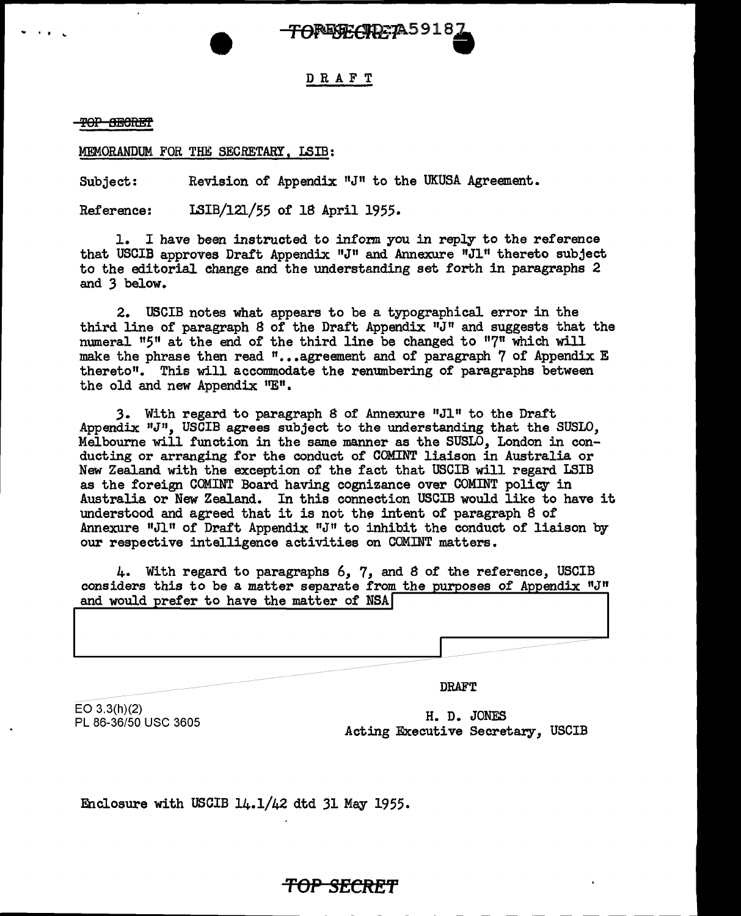TOP SECRET REF ID:A59187

DRAFT

~~TOP SECRET~~

MEMORANDUM FOR THE SECRETARY, LSIB:

Subject: Revision of Appendix "J" to the UKUSA Agreement.

Reference: LSIB/121/55 of 18 April 1955.

1. I have been instructed to inform you in reply to the reference that USCIB approves Draft Appendix "J" and Annexure "J1" thereto subject to the editorial change and the understanding set forth in paragraphs 2 and 3 below.

2. USCIB notes what appears to be a typographical error in the third line of paragraph 8 of the Draft Appendix "J" and suggests that the numeral "5" at the end of the third line be changed to "7" which will make the phrase then read "...agreement and of paragraph 7 of Appendix E thereto". This will accommodate the renumbering of paragraphs between the old and new Appendix "E".

3. With regard to paragraph 8 of Annexure "J1" to the Draft Appendix "J", USCIB agrees subject to the understanding that the SUSLO, Melbourne will function in the same manner as the SUSLO, London in conducting or arranging for the conduct of COMINT liaison in Australia or New Zealand with the exception of the fact that USCIB will regard LSIB as the foreign COMINT Board having cognizance over COMINT policy in Australia or New Zealand. In this connection USCIB would like to have it understood and agreed that it is not the intent of paragraph 8 of Annexure "J1" of Draft Appendix "J" to inhibit the conduct of liaison by our respective intelligence activities on COMINT matters.

4. With regard to paragraphs 6, 7, and 8 of the reference, USCIB considers this to be a matter separate from the purposes of Appendix "J" and would prefer to have the matter of NSA

DRAFT

EO 3.3(h)(2)
PL 86-36/50 USC 3605

H. D. JONES
Acting Executive Secretary, USCIB

Enclosure with USCIB 14.1/42 dtd 31 May 1955.

TOP SECRET